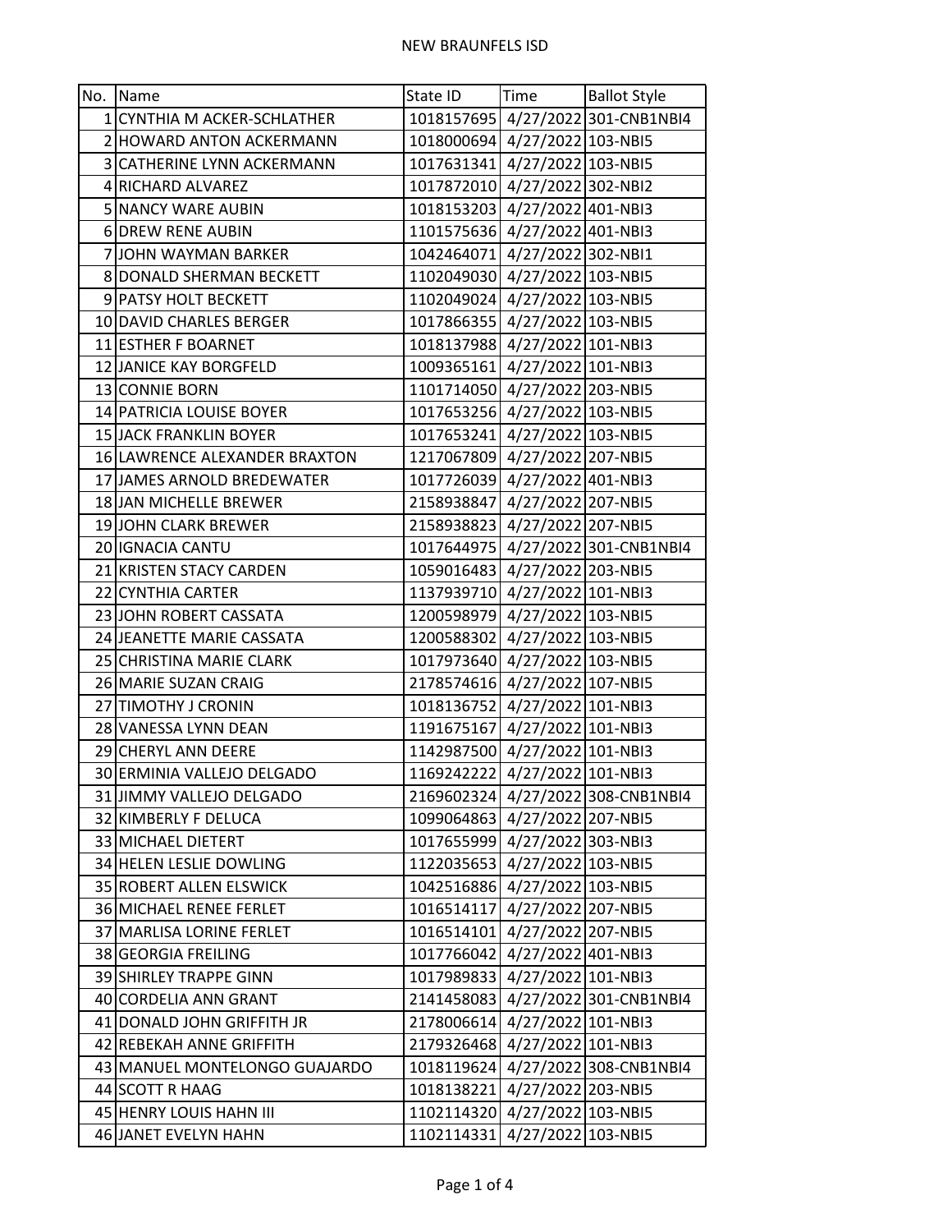# NEW BRAUNFELS ISD

| No. | Name | State ID | Time | Ballot Style |
|---|---|---|---|---|
| 1 | CYNTHIA M ACKER-SCHLATHER | 1018157695 | 4/27/2022 | 301-CNB1NBI4 |
| 2 | HOWARD ANTON ACKERMANN | 1018000694 | 4/27/2022 | 103-NBI5 |
| 3 | CATHERINE LYNN ACKERMANN | 1017631341 | 4/27/2022 | 103-NBI5 |
| 4 | RICHARD ALVAREZ | 1017872010 | 4/27/2022 | 302-NBI2 |
| 5 | NANCY WARE AUBIN | 1018153203 | 4/27/2022 | 401-NBI3 |
| 6 | DREW RENE AUBIN | 1101575636 | 4/27/2022 | 401-NBI3 |
| 7 | JOHN WAYMAN BARKER | 1042464071 | 4/27/2022 | 302-NBI1 |
| 8 | DONALD SHERMAN BECKETT | 1102049030 | 4/27/2022 | 103-NBI5 |
| 9 | PATSY HOLT BECKETT | 1102049024 | 4/27/2022 | 103-NBI5 |
| 10 | DAVID CHARLES BERGER | 1017866355 | 4/27/2022 | 103-NBI5 |
| 11 | ESTHER F BOARNET | 1018137988 | 4/27/2022 | 101-NBI3 |
| 12 | JANICE KAY BORGFELD | 1009365161 | 4/27/2022 | 101-NBI3 |
| 13 | CONNIE BORN | 1101714050 | 4/27/2022 | 203-NBI5 |
| 14 | PATRICIA LOUISE BOYER | 1017653256 | 4/27/2022 | 103-NBI5 |
| 15 | JACK FRANKLIN BOYER | 1017653241 | 4/27/2022 | 103-NBI5 |
| 16 | LAWRENCE ALEXANDER BRAXTON | 1217067809 | 4/27/2022 | 207-NBI5 |
| 17 | JAMES ARNOLD BREDEWATER | 1017726039 | 4/27/2022 | 401-NBI3 |
| 18 | JAN MICHELLE BREWER | 2158938847 | 4/27/2022 | 207-NBI5 |
| 19 | JOHN CLARK BREWER | 2158938823 | 4/27/2022 | 207-NBI5 |
| 20 | IGNACIA CANTU | 1017644975 | 4/27/2022 | 301-CNB1NBI4 |
| 21 | KRISTEN STACY CARDEN | 1059016483 | 4/27/2022 | 203-NBI5 |
| 22 | CYNTHIA CARTER | 1137939710 | 4/27/2022 | 101-NBI3 |
| 23 | JOHN ROBERT CASSATA | 1200598979 | 4/27/2022 | 103-NBI5 |
| 24 | JEANETTE MARIE CASSATA | 1200588302 | 4/27/2022 | 103-NBI5 |
| 25 | CHRISTINA MARIE CLARK | 1017973640 | 4/27/2022 | 103-NBI5 |
| 26 | MARIE SUZAN CRAIG | 2178574616 | 4/27/2022 | 107-NBI5 |
| 27 | TIMOTHY J CRONIN | 1018136752 | 4/27/2022 | 101-NBI3 |
| 28 | VANESSA LYNN DEAN | 1191675167 | 4/27/2022 | 101-NBI3 |
| 29 | CHERYL ANN DEERE | 1142987500 | 4/27/2022 | 101-NBI3 |
| 30 | ERMINIA VALLEJO DELGADO | 1169242222 | 4/27/2022 | 101-NBI3 |
| 31 | JIMMY VALLEJO DELGADO | 2169602324 | 4/27/2022 | 308-CNB1NBI4 |
| 32 | KIMBERLY F DELUCA | 1099064863 | 4/27/2022 | 207-NBI5 |
| 33 | MICHAEL DIETERT | 1017655999 | 4/27/2022 | 303-NBI3 |
| 34 | HELEN LESLIE DOWLING | 1122035653 | 4/27/2022 | 103-NBI5 |
| 35 | ROBERT ALLEN ELSWICK | 1042516886 | 4/27/2022 | 103-NBI5 |
| 36 | MICHAEL RENEE FERLET | 1016514117 | 4/27/2022 | 207-NBI5 |
| 37 | MARLISA LORINE FERLET | 1016514101 | 4/27/2022 | 207-NBI5 |
| 38 | GEORGIA FREILING | 1017766042 | 4/27/2022 | 401-NBI3 |
| 39 | SHIRLEY TRAPPE GINN | 1017989833 | 4/27/2022 | 101-NBI3 |
| 40 | CORDELIA ANN GRANT | 2141458083 | 4/27/2022 | 301-CNB1NBI4 |
| 41 | DONALD JOHN GRIFFITH JR | 2178006614 | 4/27/2022 | 101-NBI3 |
| 42 | REBEKAH ANNE GRIFFITH | 2179326468 | 4/27/2022 | 101-NBI3 |
| 43 | MANUEL MONTELONGO GUAJARDO | 1018119624 | 4/27/2022 | 308-CNB1NBI4 |
| 44 | SCOTT R HAAG | 1018138221 | 4/27/2022 | 203-NBI5 |
| 45 | HENRY LOUIS HAHN III | 1102114320 | 4/27/2022 | 103-NBI5 |
| 46 | JANET EVELYN HAHN | 1102114331 | 4/27/2022 | 103-NBI5 |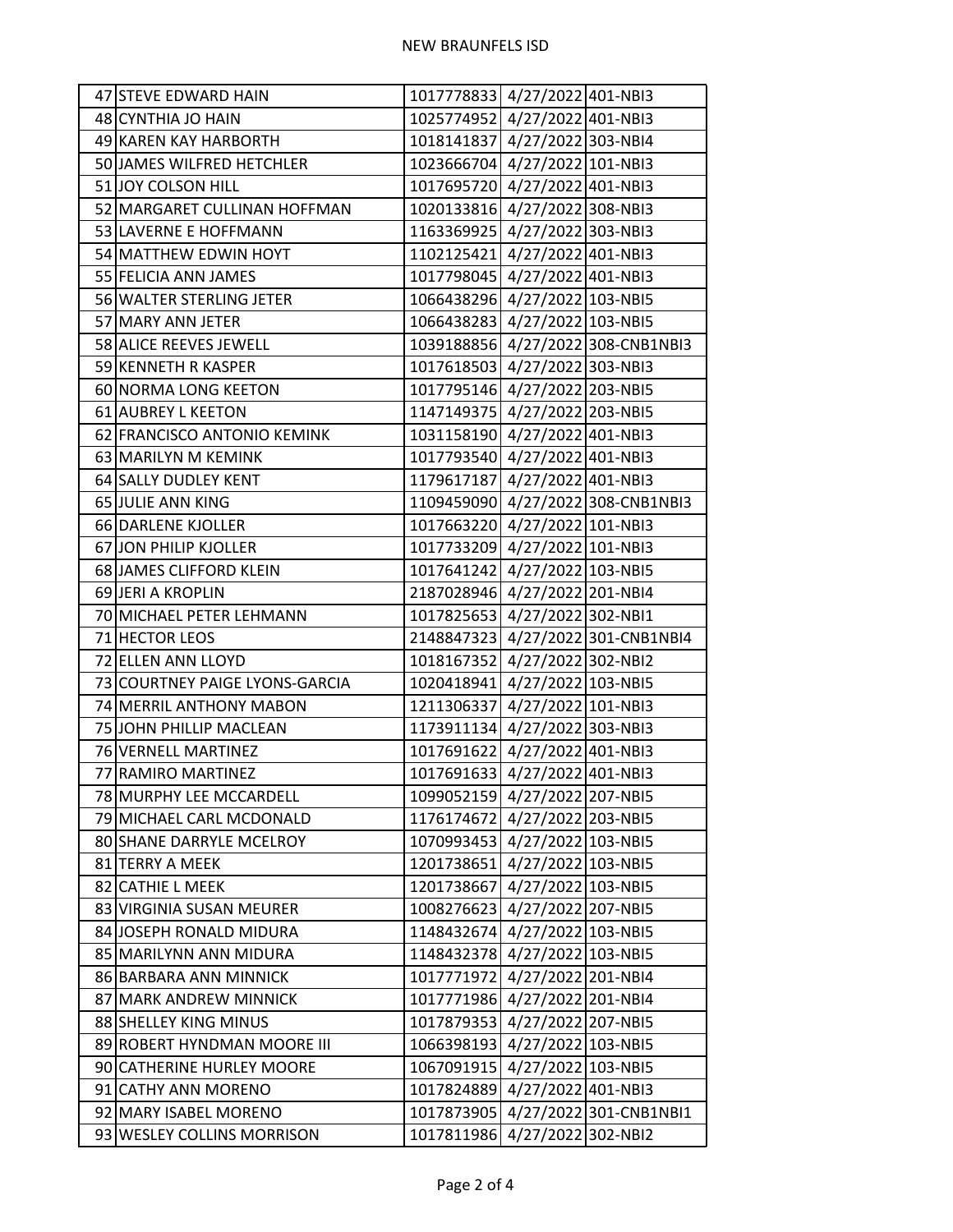NEW BRAUNFELS ISD

| | | | | |
|---|---|---|---|---|
| 47 | STEVE EDWARD HAIN | 1017778833 | 4/27/2022 | 401-NBI3 |
| 48 | CYNTHIA JO HAIN | 1025774952 | 4/27/2022 | 401-NBI3 |
| 49 | KAREN KAY HARBORTH | 1018141837 | 4/27/2022 | 303-NBI4 |
| 50 | JAMES WILFRED HETCHLER | 1023666704 | 4/27/2022 | 101-NBI3 |
| 51 | JOY COLSON HILL | 1017695720 | 4/27/2022 | 401-NBI3 |
| 52 | MARGARET CULLINAN HOFFMAN | 1020133816 | 4/27/2022 | 308-NBI3 |
| 53 | LAVERNE E HOFFMANN | 1163369925 | 4/27/2022 | 303-NBI3 |
| 54 | MATTHEW EDWIN HOYT | 1102125421 | 4/27/2022 | 401-NBI3 |
| 55 | FELICIA ANN JAMES | 1017798045 | 4/27/2022 | 401-NBI3 |
| 56 | WALTER STERLING JETER | 1066438296 | 4/27/2022 | 103-NBI5 |
| 57 | MARY ANN JETER | 1066438283 | 4/27/2022 | 103-NBI5 |
| 58 | ALICE REEVES JEWELL | 1039188856 | 4/27/2022 | 308-CNB1NBI3 |
| 59 | KENNETH R KASPER | 1017618503 | 4/27/2022 | 303-NBI3 |
| 60 | NORMA LONG KEETON | 1017795146 | 4/27/2022 | 203-NBI5 |
| 61 | AUBREY L KEETON | 1147149375 | 4/27/2022 | 203-NBI5 |
| 62 | FRANCISCO ANTONIO KEMINK | 1031158190 | 4/27/2022 | 401-NBI3 |
| 63 | MARILYN M KEMINK | 1017793540 | 4/27/2022 | 401-NBI3 |
| 64 | SALLY DUDLEY KENT | 1179617187 | 4/27/2022 | 401-NBI3 |
| 65 | JULIE ANN KING | 1109459090 | 4/27/2022 | 308-CNB1NBI3 |
| 66 | DARLENE KJOLLER | 1017663220 | 4/27/2022 | 101-NBI3 |
| 67 | JON PHILIP KJOLLER | 1017733209 | 4/27/2022 | 101-NBI3 |
| 68 | JAMES CLIFFORD KLEIN | 1017641242 | 4/27/2022 | 103-NBI5 |
| 69 | JERI A KROPLIN | 2187028946 | 4/27/2022 | 201-NBI4 |
| 70 | MICHAEL PETER LEHMANN | 1017825653 | 4/27/2022 | 302-NBI1 |
| 71 | HECTOR LEOS | 2148847323 | 4/27/2022 | 301-CNB1NBI4 |
| 72 | ELLEN ANN LLOYD | 1018167352 | 4/27/2022 | 302-NBI2 |
| 73 | COURTNEY PAIGE LYONS-GARCIA | 1020418941 | 4/27/2022 | 103-NBI5 |
| 74 | MERRIL ANTHONY MABON | 1211306337 | 4/27/2022 | 101-NBI3 |
| 75 | JOHN PHILLIP MACLEAN | 1173911134 | 4/27/2022 | 303-NBI3 |
| 76 | VERNELL MARTINEZ | 1017691622 | 4/27/2022 | 401-NBI3 |
| 77 | RAMIRO MARTINEZ | 1017691633 | 4/27/2022 | 401-NBI3 |
| 78 | MURPHY LEE MCCARDELL | 1099052159 | 4/27/2022 | 207-NBI5 |
| 79 | MICHAEL CARL MCDONALD | 1176174672 | 4/27/2022 | 203-NBI5 |
| 80 | SHANE DARRYLE MCELROY | 1070993453 | 4/27/2022 | 103-NBI5 |
| 81 | TERRY A MEEK | 1201738651 | 4/27/2022 | 103-NBI5 |
| 82 | CATHIE L MEEK | 1201738667 | 4/27/2022 | 103-NBI5 |
| 83 | VIRGINIA SUSAN MEURER | 1008276623 | 4/27/2022 | 207-NBI5 |
| 84 | JOSEPH RONALD MIDURA | 1148432674 | 4/27/2022 | 103-NBI5 |
| 85 | MARILYNN ANN MIDURA | 1148432378 | 4/27/2022 | 103-NBI5 |
| 86 | BARBARA ANN MINNICK | 1017771972 | 4/27/2022 | 201-NBI4 |
| 87 | MARK ANDREW MINNICK | 1017771986 | 4/27/2022 | 201-NBI4 |
| 88 | SHELLEY KING MINUS | 1017879353 | 4/27/2022 | 207-NBI5 |
| 89 | ROBERT HYNDMAN MOORE III | 1066398193 | 4/27/2022 | 103-NBI5 |
| 90 | CATHERINE HURLEY MOORE | 1067091915 | 4/27/2022 | 103-NBI5 |
| 91 | CATHY ANN MORENO | 1017824889 | 4/27/2022 | 401-NBI3 |
| 92 | MARY ISABEL MORENO | 1017873905 | 4/27/2022 | 301-CNB1NBI1 |
| 93 | WESLEY COLLINS MORRISON | 1017811986 | 4/27/2022 | 302-NBI2 |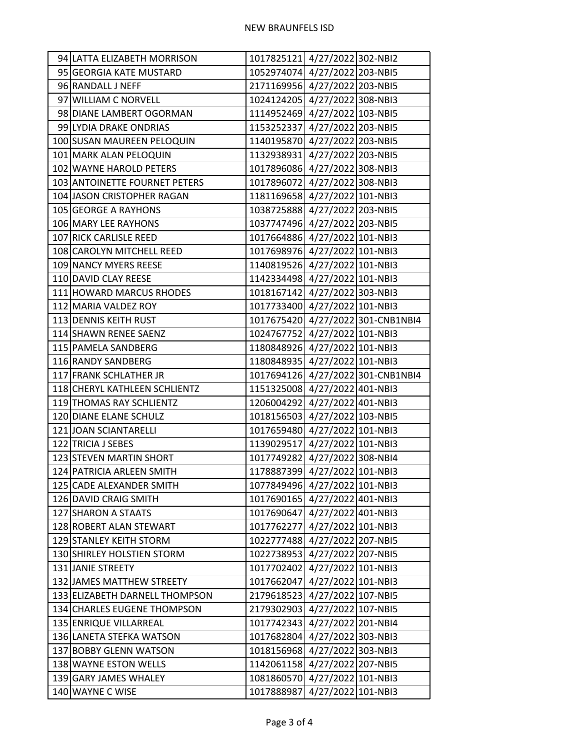| | | | | |
|---|---|---|---|---|
| 94 | LATTA ELIZABETH MORRISON | 1017825121 | 4/27/2022 | 302-NBI2 |
| 95 | GEORGIA KATE MUSTARD | 1052974074 | 4/27/2022 | 203-NBI5 |
| 96 | RANDALL J NEFF | 2171169956 | 4/27/2022 | 203-NBI5 |
| 97 | WILLIAM C NORVELL | 1024124205 | 4/27/2022 | 308-NBI3 |
| 98 | DIANE LAMBERT OGORMAN | 1114952469 | 4/27/2022 | 103-NBI5 |
| 99 | LYDIA DRAKE ONDRIAS | 1153252337 | 4/27/2022 | 203-NBI5 |
| 100 | SUSAN MAUREEN PELOQUIN | 1140195870 | 4/27/2022 | 203-NBI5 |
| 101 | MARK ALAN PELOQUIN | 1132938931 | 4/27/2022 | 203-NBI5 |
| 102 | WAYNE HAROLD PETERS | 1017896086 | 4/27/2022 | 308-NBI3 |
| 103 | ANTOINETTE FOURNET PETERS | 1017896072 | 4/27/2022 | 308-NBI3 |
| 104 | JASON CRISTOPHER RAGAN | 1181169658 | 4/27/2022 | 101-NBI3 |
| 105 | GEORGE A RAYHONS | 1038725888 | 4/27/2022 | 203-NBI5 |
| 106 | MARY LEE RAYHONS | 1037747496 | 4/27/2022 | 203-NBI5 |
| 107 | RICK CARLISLE REED | 1017664886 | 4/27/2022 | 101-NBI3 |
| 108 | CAROLYN MITCHELL REED | 1017698976 | 4/27/2022 | 101-NBI3 |
| 109 | NANCY MYERS REESE | 1140819526 | 4/27/2022 | 101-NBI3 |
| 110 | DAVID CLAY REESE | 1142334498 | 4/27/2022 | 101-NBI3 |
| 111 | HOWARD MARCUS RHODES | 1018167142 | 4/27/2022 | 303-NBI3 |
| 112 | MARIA VALDEZ ROY | 1017733400 | 4/27/2022 | 101-NBI3 |
| 113 | DENNIS KEITH RUST | 1017675420 | 4/27/2022 | 301-CNB1NBI4 |
| 114 | SHAWN RENEE SAENZ | 1024767752 | 4/27/2022 | 101-NBI3 |
| 115 | PAMELA SANDBERG | 1180848926 | 4/27/2022 | 101-NBI3 |
| 116 | RANDY SANDBERG | 1180848935 | 4/27/2022 | 101-NBI3 |
| 117 | FRANK SCHLATHER JR | 1017694126 | 4/27/2022 | 301-CNB1NBI4 |
| 118 | CHERYL KATHLEEN SCHLIENTZ | 1151325008 | 4/27/2022 | 401-NBI3 |
| 119 | THOMAS RAY SCHLIENTZ | 1206004292 | 4/27/2022 | 401-NBI3 |
| 120 | DIANE ELANE SCHULZ | 1018156503 | 4/27/2022 | 103-NBI5 |
| 121 | JOAN SCIANTARELLI | 1017659480 | 4/27/2022 | 101-NBI3 |
| 122 | TRICIA J SEBES | 1139029517 | 4/27/2022 | 101-NBI3 |
| 123 | STEVEN MARTIN SHORT | 1017749282 | 4/27/2022 | 308-NBI4 |
| 124 | PATRICIA ARLEEN SMITH | 1178887399 | 4/27/2022 | 101-NBI3 |
| 125 | CADE ALEXANDER SMITH | 1077849496 | 4/27/2022 | 101-NBI3 |
| 126 | DAVID CRAIG SMITH | 1017690165 | 4/27/2022 | 401-NBI3 |
| 127 | SHARON A STAATS | 1017690647 | 4/27/2022 | 401-NBI3 |
| 128 | ROBERT ALAN STEWART | 1017762277 | 4/27/2022 | 101-NBI3 |
| 129 | STANLEY KEITH STORM | 1022777488 | 4/27/2022 | 207-NBI5 |
| 130 | SHIRLEY HOLSTIEN STORM | 1022738953 | 4/27/2022 | 207-NBI5 |
| 131 | JANIE STREETY | 1017702402 | 4/27/2022 | 101-NBI3 |
| 132 | JAMES MATTHEW STREETY | 1017662047 | 4/27/2022 | 101-NBI3 |
| 133 | ELIZABETH DARNELL THOMPSON | 2179618523 | 4/27/2022 | 107-NBI5 |
| 134 | CHARLES EUGENE THOMPSON | 2179302903 | 4/27/2022 | 107-NBI5 |
| 135 | ENRIQUE VILLARREAL | 1017742343 | 4/27/2022 | 201-NBI4 |
| 136 | LANETA STEFKA WATSON | 1017682804 | 4/27/2022 | 303-NBI3 |
| 137 | BOBBY GLENN WATSON | 1018156968 | 4/27/2022 | 303-NBI3 |
| 138 | WAYNE ESTON WELLS | 1142061158 | 4/27/2022 | 207-NBI5 |
| 139 | GARY JAMES WHALEY | 1081860570 | 4/27/2022 | 101-NBI3 |
| 140 | WAYNE C WISE | 1017888987 | 4/27/2022 | 101-NBI3 |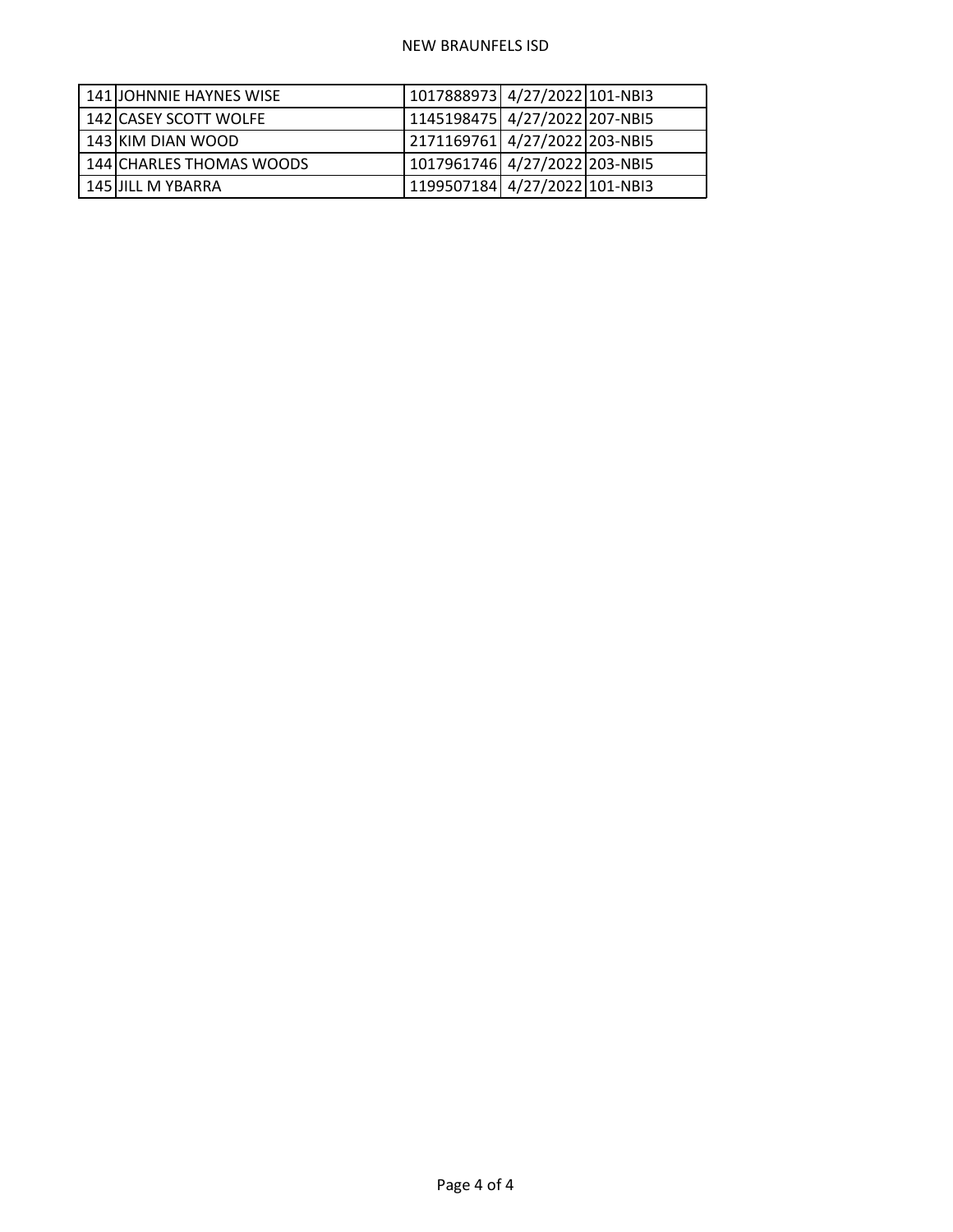| | | | | |
|---|---|---|---|---|
| 141 | JOHNNIE HAYNES WISE | 1017888973 | 4/27/2022 | 101-NBI3 |
| 142 | CASEY SCOTT WOLFE | 1145198475 | 4/27/2022 | 207-NBI5 |
| 143 | KIM DIAN WOOD | 2171169761 | 4/27/2022 | 203-NBI5 |
| 144 | CHARLES THOMAS WOODS | 1017961746 | 4/27/2022 | 203-NBI5 |
| 145 | JILL M YBARRA | 1199507184 | 4/27/2022 | 101-NBI3 |